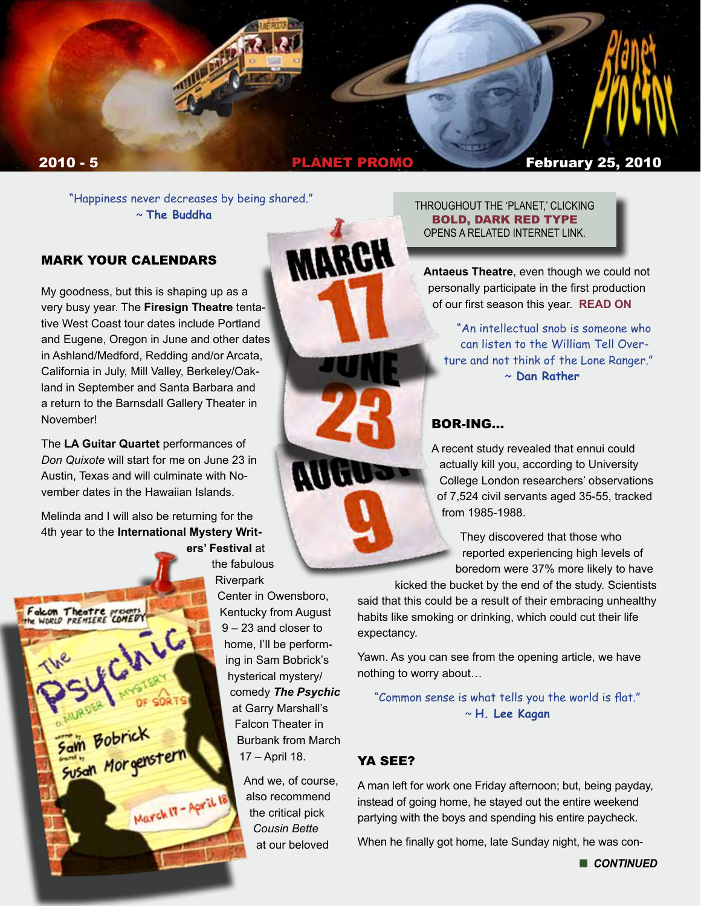**2010 - 5** | **PLANET PROMO** | **February 25, 2010**

"Happiness never decreases by being shared."
~ **The Buddha**

THROUGHOUT THE 'PLANET,' CLICKING **BOLD, DARK RED TYPE** OPENS A RELATED INTERNET LINK.

## MARK YOUR CALENDARS

My goodness, but this is shaping up as a very busy year. The **Firesign Theatre** tentative West Coast tour dates include Portland and Eugene, Oregon in June and other dates in Ashland/Medford, Redding and/or Arcata, California in July, Mill Valley, Berkeley/Oakland in September and Santa Barbara and a return to the Barnsdall Gallery Theater in November!

The **LA Guitar Quartet** performances of *Don Quixote* will start for me on June 23 in Austin, Texas and will culminate with November dates in the Hawaiian Islands.

Melinda and I will also be returning for the 4th year to the **International Mystery Writers' Festival** at the fabulous Riverpark Center in Owensboro, Kentucky from August 9 – 23 and closer to home, I'll be performing in Sam Bobrick's hysterical mystery/comedy ***The Psychic*** at Garry Marshall's Falcon Theater in Burbank from March 17 – April 18.

And we, of course, also recommend the critical pick *Cousin Bette* at our beloved **Antaeus Theatre**, even though we could not personally participate in the first production of our first season this year. **READ ON**

"An intellectual snob is someone who can listen to the William Tell Overture and not think of the Lone Ranger."
~ **Dan Rather**

## BOR-ING...

A recent study revealed that ennui could actually kill you, according to University College London researchers' observations of 7,524 civil servants aged 35-55, tracked from 1985-1988.

They discovered that those who reported experiencing high levels of boredom were 37% more likely to have kicked the bucket by the end of the study. Scientists said that this could be a result of their embracing unhealthy habits like smoking or drinking, which could cut their life expectancy.

Yawn. As you can see from the opening article, we have nothing to worry about…

"Common sense is what tells you the world is flat."
~ **H. Lee Kagan**

## YA SEE?

A man left for work one Friday afternoon; but, being payday, instead of going home, he stayed out the entire weekend partying with the boys and spending his entire paycheck.

When he finally got home, late Sunday night, he was con-

***CONTINUED***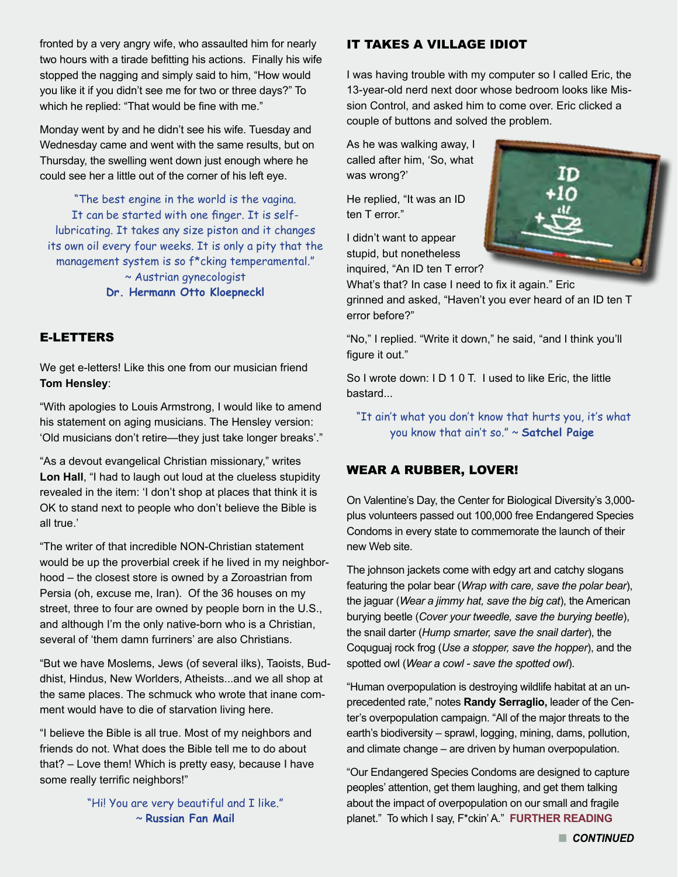fronted by a very angry wife, who assaulted him for nearly two hours with a tirade befitting his actions. Finally his wife stopped the nagging and simply said to him, "How would you like it if you didn't see me for two or three days?" To which he replied: "That would be fine with me."

Monday went by and he didn't see his wife. Tuesday and Wednesday came and went with the same results, but on Thursday, the swelling went down just enough where he could see her a little out of the corner of his left eye.

"The best engine in the world is the vagina. It can be started with one finger. It is self-lubricating. It takes any size piston and it changes its own oil every four weeks. It is only a pity that the management system is so f*cking temperamental." ~ Austrian gynecologist **Dr. Hermann Otto Kloepneckl**

## E-LETTERS

We get e-letters! Like this one from our musician friend **Tom Hensley**:

"With apologies to Louis Armstrong, I would like to amend his statement on aging musicians. The Hensley version: 'Old musicians don't retire—they just take longer breaks'."

"As a devout evangelical Christian missionary," writes **Lon Hall**, "I had to laugh out loud at the clueless stupidity revealed in the item: 'I don't shop at places that think it is OK to stand next to people who don't believe the Bible is all true.'

"The writer of that incredible NON-Christian statement would be up the proverbial creek if he lived in my neighborhood – the closest store is owned by a Zoroastrian from Persia (oh, excuse me, Iran). Of the 36 houses on my street, three to four are owned by people born in the U.S., and although I'm the only native-born who is a Christian, several of 'them damn furriners' are also Christians.

"But we have Moslems, Jews (of several ilks), Taoists, Buddhist, Hindus, New Worlders, Atheists...and we all shop at the same places. The schmuck who wrote that inane comment would have to die of starvation living here.

"I believe the Bible is all true. Most of my neighbors and friends do not. What does the Bible tell me to do about that? – Love them! Which is pretty easy, because I have some really terrific neighbors!"

"Hi! You are very beautiful and I like." ~ **Russian Fan Mail**

## IT TAKES A VILLAGE IDIOT

I was having trouble with my computer so I called Eric, the 13-year-old nerd next door whose bedroom looks like Mission Control, and asked him to come over. Eric clicked a couple of buttons and solved the problem.

As he was walking away, I called after him, 'So, what was wrong?'

He replied, "It was an ID ten T error."

I didn't want to appear stupid, but nonetheless inquired, "An ID ten T error? What's that? In case I need to fix it again." Eric grinned and asked, "Haven't you ever heard of an ID ten T error before?"

"No," I replied. "Write it down," he said, "and I think you'll figure it out."

So I wrote down: I D 1 0 T. I used to like Eric, the little bastard...

"It ain't what you don't know that hurts you, it's what you know that ain't so." ~ **Satchel Paige**

## WEAR A RUBBER, LOVER!

On Valentine's Day, the Center for Biological Diversity's 3,000-plus volunteers passed out 100,000 free Endangered Species Condoms in every state to commemorate the launch of their new Web site.

The johnson jackets come with edgy art and catchy slogans featuring the polar bear (*Wrap with care, save the polar bear*), the jaguar (*Wear a jimmy hat, save the big cat*), the American burying beetle (*Cover your tweedle, save the burying beetle*), the snail darter (*Hump smarter, save the snail darter*), the Coquguaj rock frog (*Use a stopper, save the hopper*), and the spotted owl (*Wear a cowl - save the spotted owl*).

"Human overpopulation is destroying wildlife habitat at an unprecedented rate," notes **Randy Serraglio,** leader of the Center's overpopulation campaign. "All of the major threats to the earth's biodiversity – sprawl, logging, mining, dams, pollution, and climate change – are driven by human overpopulation.

"Our Endangered Species Condoms are designed to capture peoples' attention, get them laughing, and get them talking about the impact of overpopulation on our small and fragile planet." To which I say, F*ckin' A." **FURTHER READING**

***CONTINUED***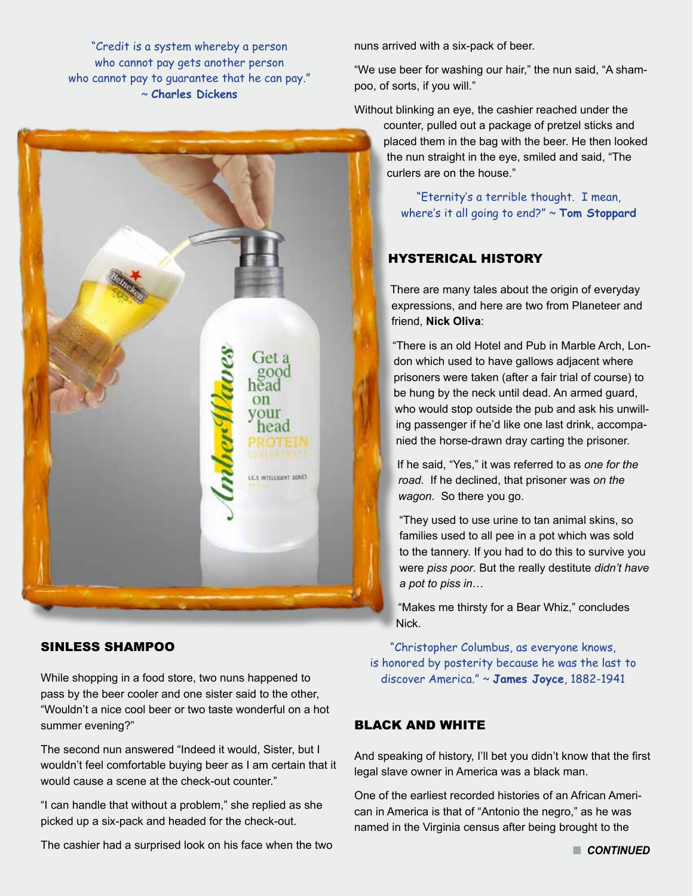"Credit is a system whereby a person who cannot pay gets another person who cannot pay to guarantee that he can pay." ~ **Charles Dickens**

## SINLESS SHAMPOO

While shopping in a food store, two nuns happened to pass by the beer cooler and one sister said to the other, "Wouldn't a nice cool beer or two taste wonderful on a hot summer evening?"

The second nun answered "Indeed it would, Sister, but I wouldn't feel comfortable buying beer as I am certain that it would cause a scene at the check-out counter."

"I can handle that without a problem," she replied as she picked up a six-pack and headed for the check-out.

The cashier had a surprised look on his face when the two nuns arrived with a six-pack of beer.

"We use beer for washing our hair," the nun said, "A shampoo, of sorts, if you will."

Without blinking an eye, the cashier reached under the counter, pulled out a package of pretzel sticks and placed them in the bag with the beer. He then looked the nun straight in the eye, smiled and said, "The curlers are on the house."

"Eternity's a terrible thought. I mean, where's it all going to end?" ~ **Tom Stoppard**

## HYSTERICAL HISTORY

There are many tales about the origin of everyday expressions, and here are two from Planeteer and friend, **Nick Oliva**:

"There is an old Hotel and Pub in Marble Arch, London which used to have gallows adjacent where prisoners were taken (after a fair trial of course) to be hung by the neck until dead. An armed guard, who would stop outside the pub and ask his unwilling passenger if he'd like one last drink, accompanied the horse-drawn dray carting the prisoner.

If he said, "Yes," it was referred to as *one for the road*. If he declined, that prisoner was *on the wagon*. So there you go.

"They used to use urine to tan animal skins, so families used to all pee in a pot which was sold to the tannery. If you had to do this to survive you were *piss poor*. But the really destitute *didn't have a pot to piss in*…

"Makes me thirsty for a Bear Whiz," concludes Nick.

"Christopher Columbus, as everyone knows, is honored by posterity because he was the last to discover America." ~ **James Joyce**, 1882-1941

## BLACK AND WHITE

And speaking of history, I'll bet you didn't know that the first legal slave owner in America was a black man.

One of the earliest recorded histories of an African American in America is that of "Antonio the negro," as he was named in the Virginia census after being brought to the

***CONTINUED***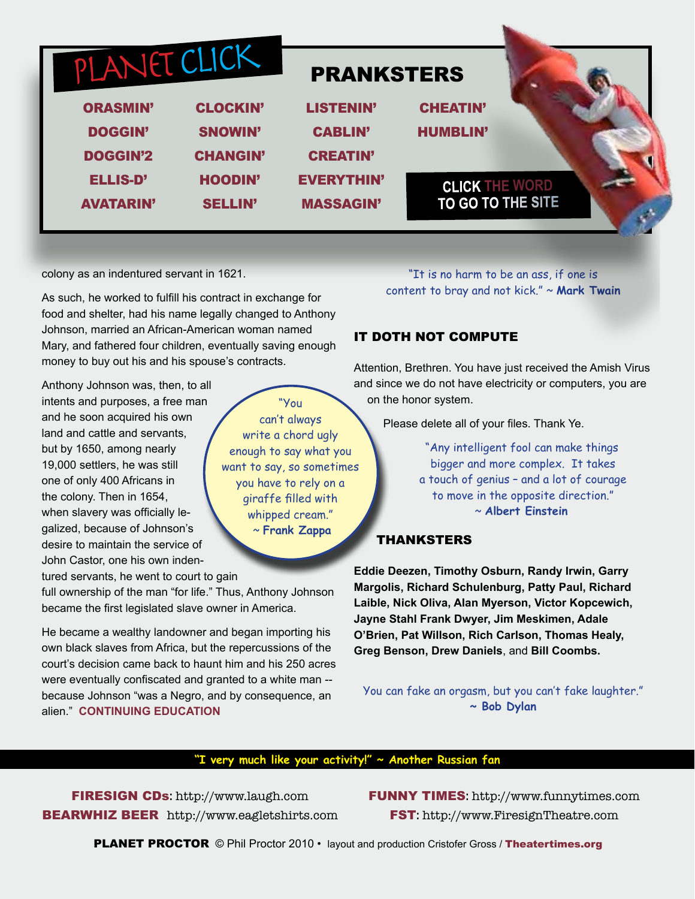PLANET CLICK

## PRANKSTERS

| | | | |
|---|---|---|---|
| ORASMIN' | CLOCKIN' | LISTENIN' | CHEATIN' |
| DOGGIN' | SNOWIN' | CABLIN' | HUMBLIN' |
| DOGGIN'2 | CHANGIN' | CREATIN' | |
| ELLIS-D' | HOODIN' | EVERYTHIN' | |
| AVATARIN' | SELLIN' | MASSAGIN' | |

CLICK THE WORD TO GO TO THE SITE

colony as an indentured servant in 1621.

As such, he worked to fulfill his contract in exchange for food and shelter, had his name legally changed to Anthony Johnson, married an African-American woman named Mary, and fathered four children, eventually saving enough money to buy out his and his spouse's contracts.

Anthony Johnson was, then, to all intents and purposes, a free man and he soon acquired his own land and cattle and servants, but by 1650, among nearly 19,000 settlers, he was still one of only 400 Africans in the colony. Then in 1654, when slavery was officially legalized, because of Johnson's desire to maintain the service of John Castor, one his own indentured servants, he went to court to gain full ownership of the man "for life." Thus, Anthony Johnson became the first legislated slave owner in America.

"You can't always write a chord ugly enough to say what you want to say, so sometimes you have to rely on a giraffe filled with whipped cream." ~ **Frank Zappa**

He became a wealthy landowner and began importing his own black slaves from Africa, but the repercussions of the court's decision came back to haunt him and his 250 acres were eventually confiscated and granted to a white man -- because Johnson "was a Negro, and by consequence, an alien." **CONTINUING EDUCATION**

"It is no harm to be an ass, if one is content to bray and not kick." ~ **Mark Twain**

### IT DOTH NOT COMPUTE

Attention, Brethren. You have just received the Amish Virus and since we do not have electricity or computers, you are on the honor system.

Please delete all of your files. Thank Ye.

"Any intelligent fool can make things bigger and more complex. It takes a touch of genius – and a lot of courage to move in the opposite direction." ~ **Albert Einstein**

### THANKSTERS

**Eddie Deezen, Timothy Osburn, Randy Irwin, Garry Margolis, Richard Schulenburg, Patty Paul, Richard Laible, Nick Oliva, Alan Myerson, Victor Kopcewich, Jayne Stahl Frank Dwyer, Jim Meskimen, Adale O'Brien, Pat Willson, Rich Carlson, Thomas Healy, Greg Benson, Drew Daniels**, and **Bill Coombs.**

You can fake an orgasm, but you can't fake laughter." ~ **Bob Dylan**

**"I very much like your activity!" ~ Another Russian fan**

**FIRESIGN CDs**: http://www.laugh.com
**BEARWHIZ BEER** http://www.eagletshirts.com
**FUNNY TIMES**: http://www.funnytimes.com
**FST**: http://www.FiresignTheatre.com

**PLANET PROCTOR** © Phil Proctor 2010 • layout and production Cristofer Gross / **Theatertimes.org**